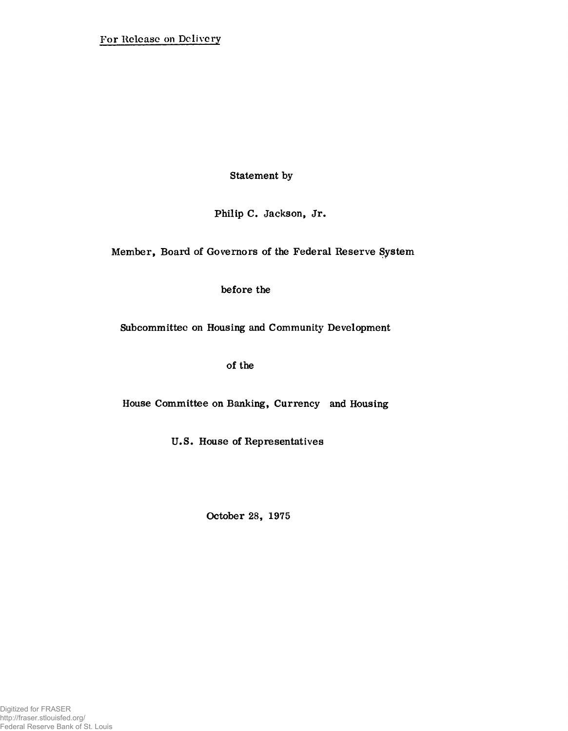For Release on Delivery

Statement by

Philip C. Jackson, Jr.

Member, Board of Governors of the Federal Reserve System

before the

Subcommittee on Housing and Community Development

of the

House Committee on Banking, Currency and Housing

U.S. House of Representatives

October 28, 1975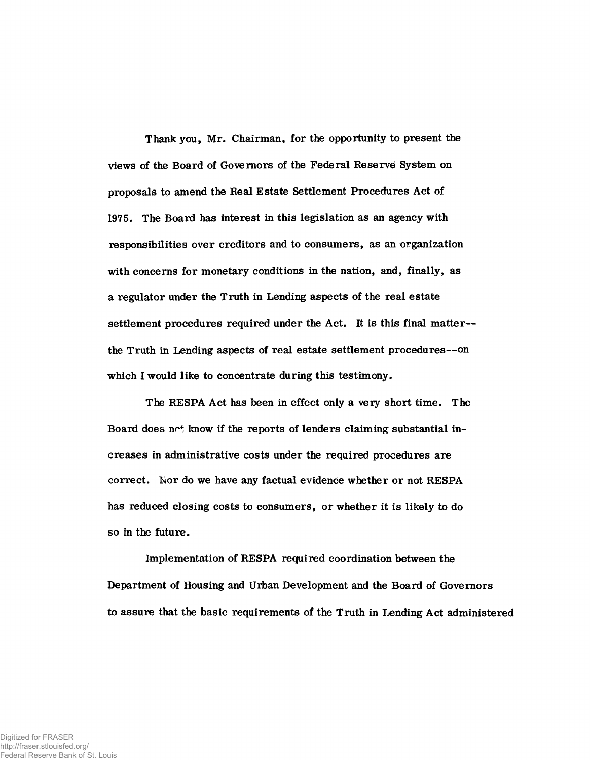Thank you, Mr. Chairman, for the opportunity to present the views of the Board of Governors of the Federal Reserve System on proposals to amend the Real Estate Settlement Procedures Act of 1975. The Board has interest in this legislation as an agency with responsibilities over creditors and to consumers, as an organization with concerns for monetary conditions in the nation, and, finally, as a regulator under the Truth in Lending aspects of the real estate settlement procedures required under the Act. It is this final matter-- the Truth in Lending aspects of real estate settlement procedures--on which I would like to concentrate during this testimony.

The RESPA Act has been in effect only a very short time. The Board does not know if the reports of lenders claiming substantial increases in administrative costs under the required procedures are correct. Nor do we have any factual evidence whether or not RESPA has reduced closing costs to consumers, or whether it is likely to do so in the future.

Implementation of RESPA required coordination between the Department of Housing and Urban Development and the Board of Governors to assure that the basic requirements of the Truth in Lending Act administered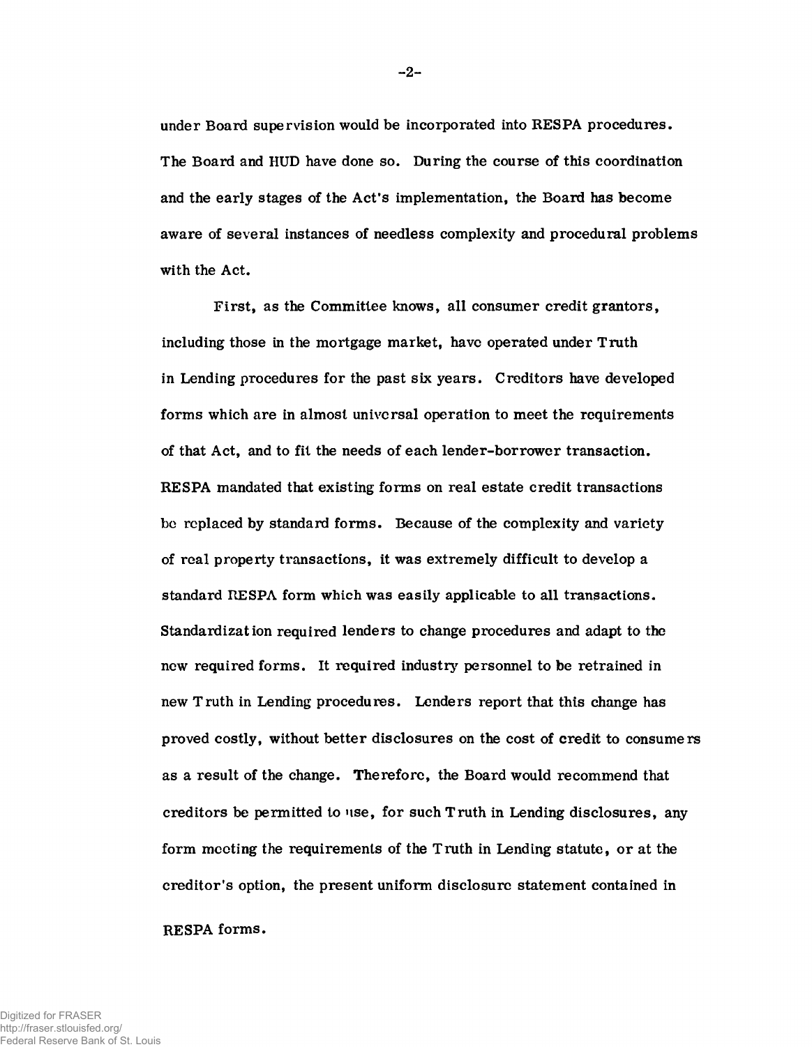under Board supervision would be incorporated into RESPA procedures. The Board and HUD have done so. During the course of this coordination and the early stages of the Act's implementation, the Board has become aware of several instances of needless complexity and procedural problems with the Act.

First, as the Committee knows, all consumer credit grantors, including those in the mortgage market, have operated under Truth in Lending procedures for the past six years. Creditors have developed forms which are in almost universal operation to meet the requirements of that Act, and to fit the needs of each lender-borrower transaction. RESPA mandated that existing forms on real estate credit transactions be replaced by standard forms. Because of the complexity and variety of real property transactions, it was extremely difficult to develop a standard RESPA form which was easily applicable to all transactions. Standardization required lenders to change procedures and adapt to the new required forms. It required industry personnel to be retrained in new Truth in Lending procedures. Lenders report that this change has proved costly, without better disclosures on the cost of credit to consumers as a result of the change. Therefore, the Board would recommend that creditors be permitted to use, for such Truth in Lending disclosures, any form meeting the requirements of the Truth in Lending statute, or at the creditor's option, the present uniform disclosure statement contained in RESPA forms.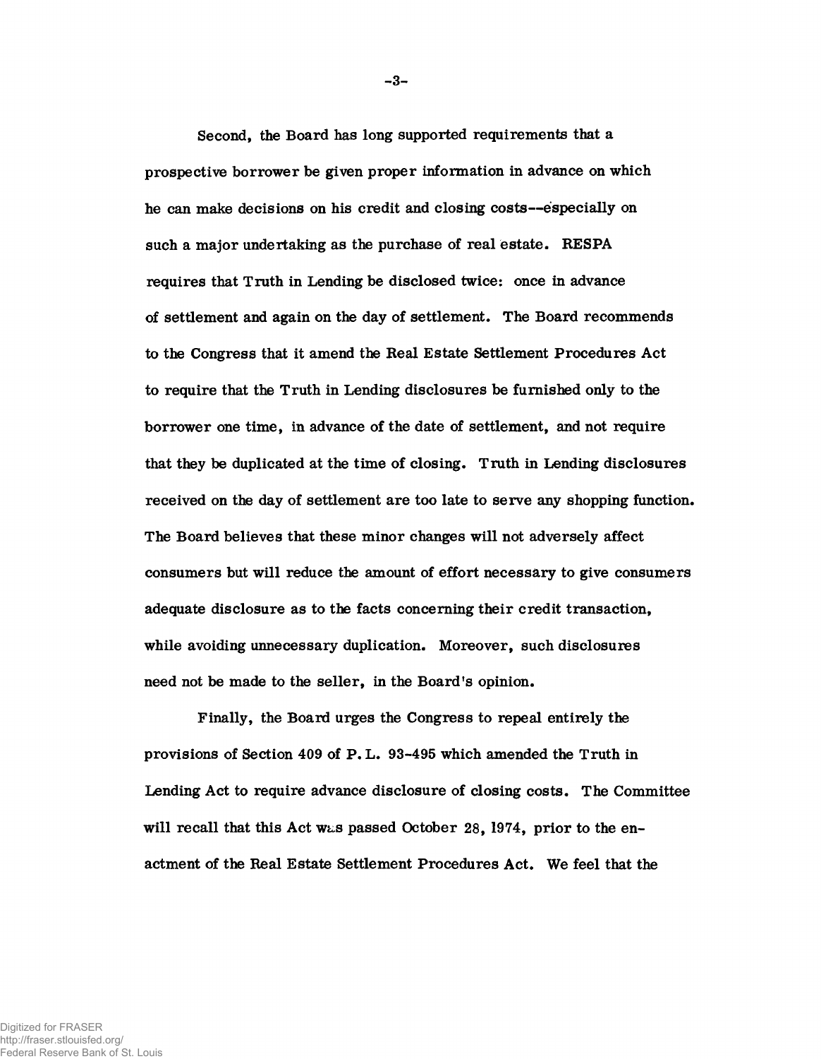Second, the Board has long supported requirements that a prospective borrower be given proper information in advance on which he can make decisions on his credit and closing costs--especially on such a major undertaking as the purchase of real estate. RESPA requires that Truth in Lending be disclosed twice: once in advance of settlement and again on the day of settlement. The Board recommends to the Congress that it amend the Real Estate Settlement Procedures Act to require that the Truth in Lending disclosures be furnished only to the borrower one time, in advance of the date of settlement, and not require that they be duplicated at the time of closing. Truth in Lending disclosures received on the day of settlement are too late to serve any shopping function. The Board believes that these minor changes will not adversely affect consumers but will reduce the amount of effort necessary to give consumers adequate disclosure as to the facts concerning their credit transaction, while avoiding unnecessary duplication. Moreover, such disclosures need not be made to the seller, in the Board's opinion.

Finally, the Board urges the Congress to repeal entirely the provisions of Section 409 of P. L. 93-495 which amended the Truth in Lending Act to require advance disclosure of closing costs. The Committee will recall that this Act was passed October 28, 1974, prior to the enactment of the Real Estate Settlement Procedures Act. We feel that the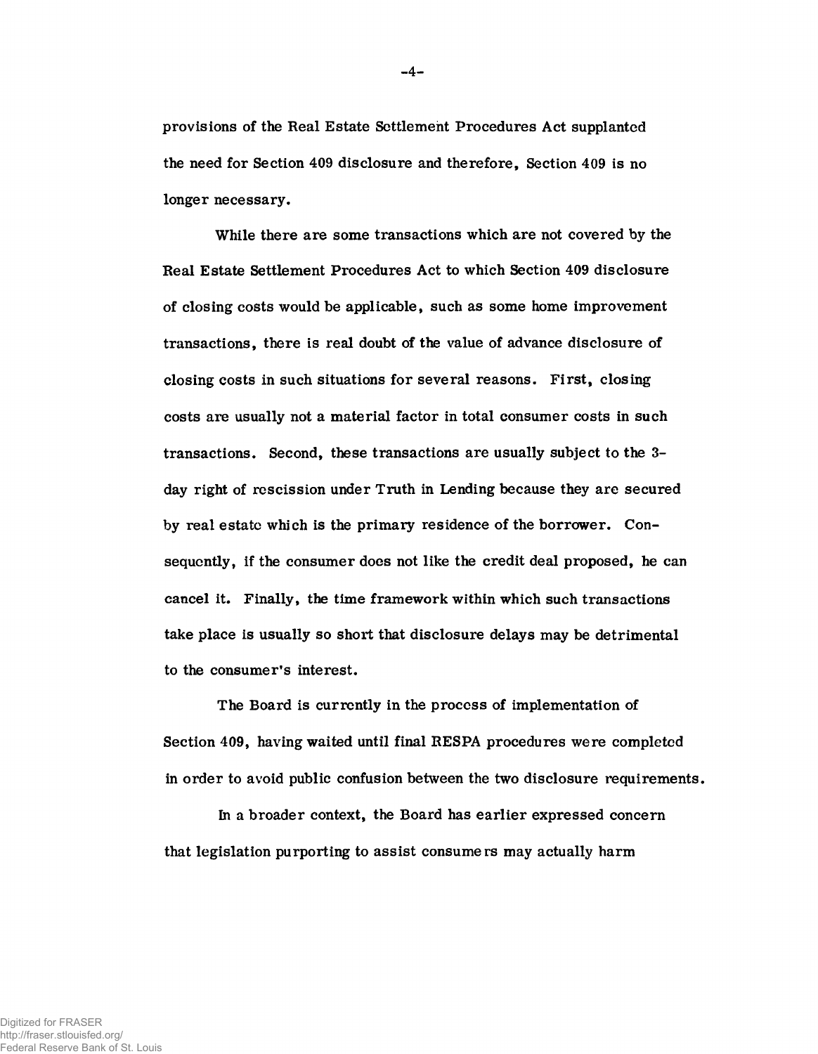provisions of the Real Estate Settlement Procedures Act supplanted the need for Section 409 disclosure and therefore, Section 409 is no longer necessary.

While there are some transactions which are not covered by the Real Estate Settlement Procedures Act to which Section 409 disclosure of closing costs would be applicable, such as some home improvement transactions, there is real doubt of the value of advance disclosure of closing costs in such situations for several reasons. First, closing costs are usually not a material factor in total consumer costs in such transactions. Second, these transactions are usually subject to the 3-day right of rescission under Truth in Lending because they are secured by real estate which is the primary residence of the borrower. Consequently, if the consumer does not like the credit deal proposed, he can cancel it. Finally, the time framework within which such transactions take place is usually so short that disclosure delays may be detrimental to the consumer's interest.

The Board is currently in the process of implementation of Section 409, having waited until final RESPA procedures were completed in order to avoid public confusion between the two disclosure requirements.

In a broader context, the Board has earlier expressed concern that legislation purporting to assist consumers may actually harm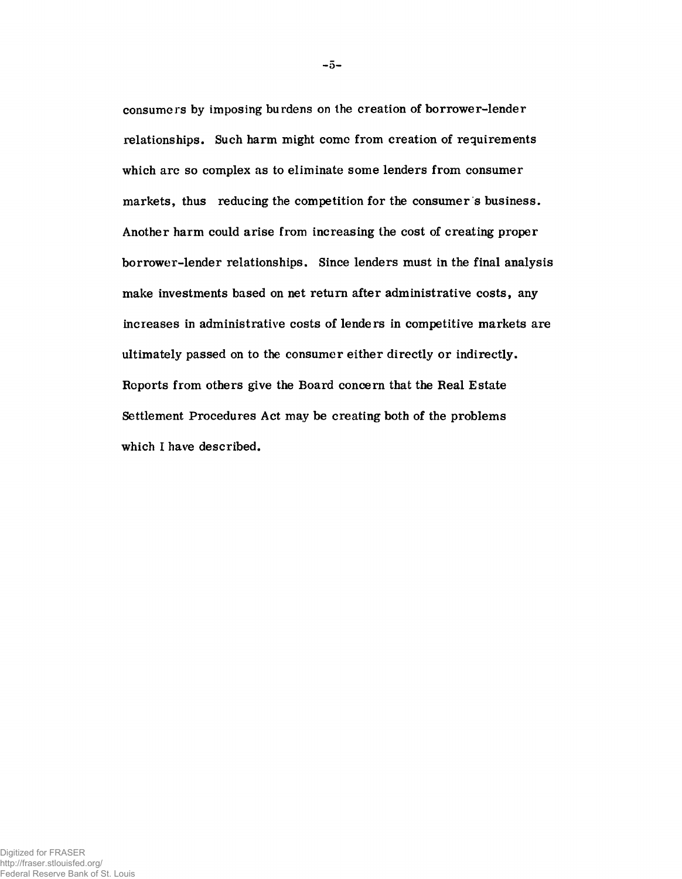consumers by imposing burdens on the creation of borrower-lender relationships. Such harm might come from creation of requirements which are so complex as to eliminate some lenders from consumer markets, thus reducing the competition for the consumer's business. Another harm could arise from increasing the cost of creating proper borrower-lender relationships. Since lenders must in the final analysis make investments based on net return after administrative costs, any increases in administrative costs of lenders in competitive markets are ultimately passed on to the consumer either directly or indirectly. Reports from others give the Board concern that the Real Estate Settlement Procedures Act may be creating both of the problems which I have described.